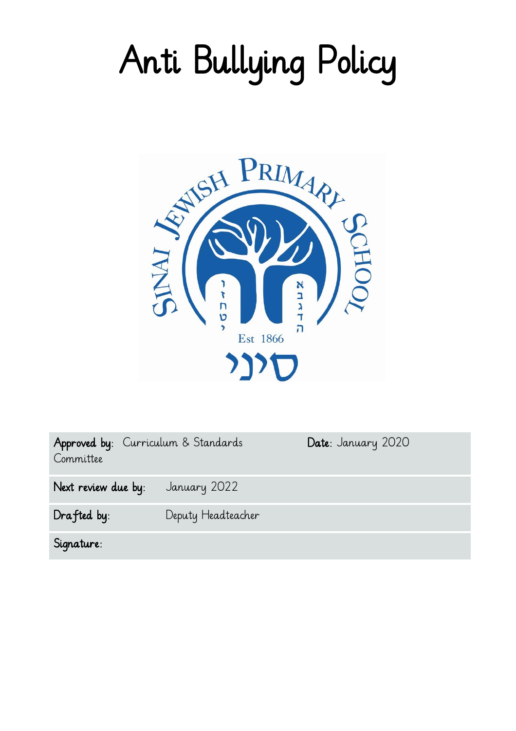# Anti Bullying Policy

| | | |
|---|---|---|
| **Approved by:** Curriculum & Standards Committee | | **Date:** January 2020 |
| **Next review due by:** | January 2022 | |
| **Drafted by:** | Deputy Headteacher | |
| **Signature:** | | |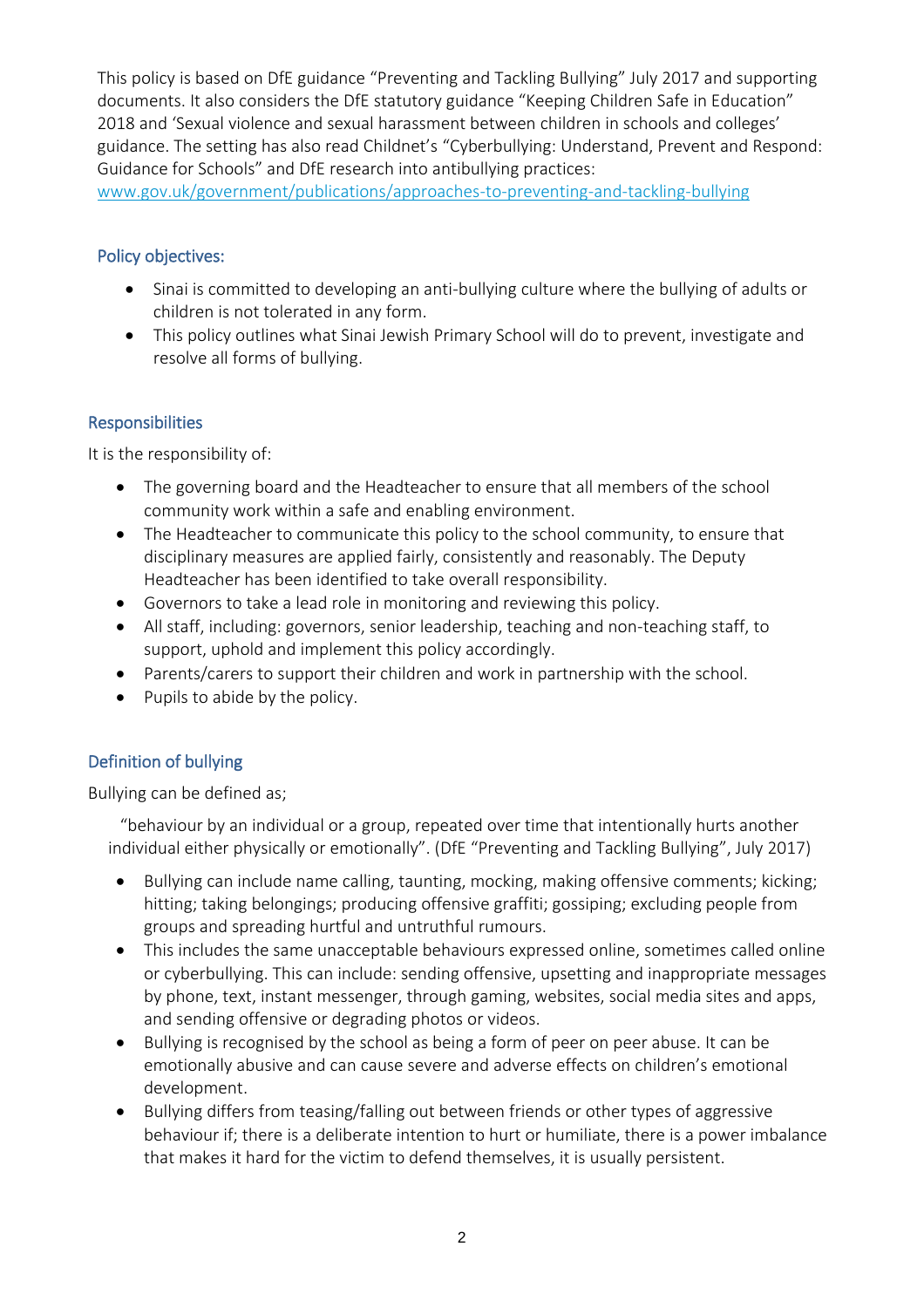This policy is based on DfE guidance "Preventing and Tackling Bullying" July 2017 and supporting documents. It also considers the DfE statutory guidance "Keeping Children Safe in Education" 2018 and 'Sexual violence and sexual harassment between children in schools and colleges' guidance. The setting has also read Childnet's "Cyberbullying: Understand, Prevent and Respond: Guidance for Schools" and DfE research into antibullying practices: www.gov.uk/government/publications/approaches-to-preventing-and-tackling-bullying

## Policy objectives:

- Sinai is committed to developing an anti-bullying culture where the bullying of adults or children is not tolerated in any form.
- This policy outlines what Sinai Jewish Primary School will do to prevent, investigate and resolve all forms of bullying.

## Responsibilities

It is the responsibility of:

- The governing board and the Headteacher to ensure that all members of the school community work within a safe and enabling environment.
- The Headteacher to communicate this policy to the school community, to ensure that disciplinary measures are applied fairly, consistently and reasonably. The Deputy Headteacher has been identified to take overall responsibility.
- Governors to take a lead role in monitoring and reviewing this policy.
- All staff, including: governors, senior leadership, teaching and non-teaching staff, to support, uphold and implement this policy accordingly.
- Parents/carers to support their children and work in partnership with the school.
- Pupils to abide by the policy.

## Definition of bullying

Bullying can be defined as;

"behaviour by an individual or a group, repeated over time that intentionally hurts another individual either physically or emotionally". (DfE "Preventing and Tackling Bullying", July 2017)

- Bullying can include name calling, taunting, mocking, making offensive comments; kicking; hitting; taking belongings; producing offensive graffiti; gossiping; excluding people from groups and spreading hurtful and untruthful rumours.
- This includes the same unacceptable behaviours expressed online, sometimes called online or cyberbullying. This can include: sending offensive, upsetting and inappropriate messages by phone, text, instant messenger, through gaming, websites, social media sites and apps, and sending offensive or degrading photos or videos.
- Bullying is recognised by the school as being a form of peer on peer abuse. It can be emotionally abusive and can cause severe and adverse effects on children's emotional development.
- Bullying differs from teasing/falling out between friends or other types of aggressive behaviour if; there is a deliberate intention to hurt or humiliate, there is a power imbalance that makes it hard for the victim to defend themselves, it is usually persistent.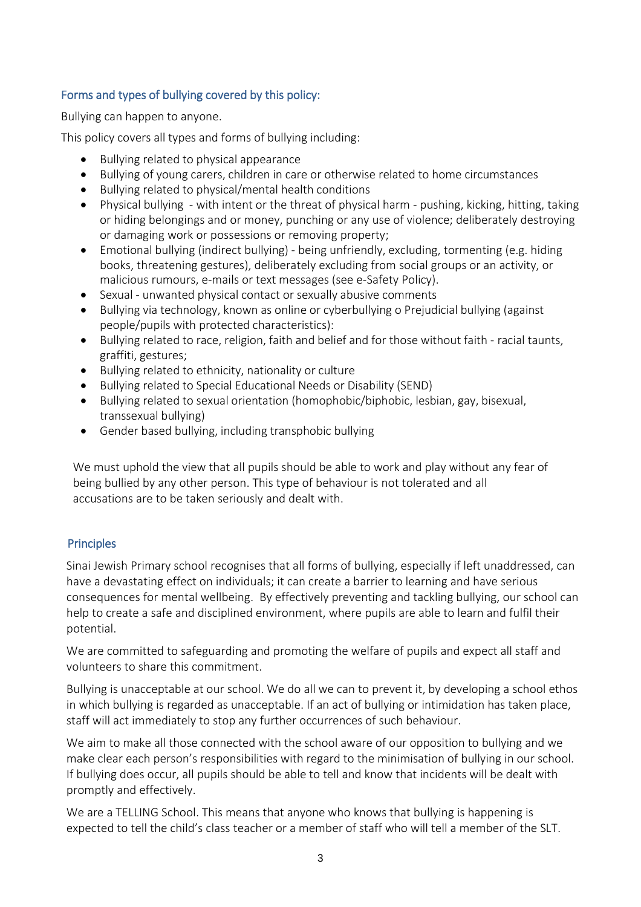## Forms and types of bullying covered by this policy:

Bullying can happen to anyone.

This policy covers all types and forms of bullying including:

- Bullying related to physical appearance
- Bullying of young carers, children in care or otherwise related to home circumstances
- Bullying related to physical/mental health conditions
- Physical bullying - with intent or the threat of physical harm - pushing, kicking, hitting, taking or hiding belongings and or money, punching or any use of violence; deliberately destroying or damaging work or possessions or removing property;
- Emotional bullying (indirect bullying) - being unfriendly, excluding, tormenting (e.g. hiding books, threatening gestures), deliberately excluding from social groups or an activity, or malicious rumours, e-mails or text messages (see e-Safety Policy).
- Sexual - unwanted physical contact or sexually abusive comments
- Bullying via technology, known as online or cyberbullying o Prejudicial bullying (against people/pupils with protected characteristics):
- Bullying related to race, religion, faith and belief and for those without faith - racial taunts, graffiti, gestures;
- Bullying related to ethnicity, nationality or culture
- Bullying related to Special Educational Needs or Disability (SEND)
- Bullying related to sexual orientation (homophobic/biphobic, lesbian, gay, bisexual, transsexual bullying)
- Gender based bullying, including transphobic bullying

We must uphold the view that all pupils should be able to work and play without any fear of being bullied by any other person. This type of behaviour is not tolerated and all accusations are to be taken seriously and dealt with.

## Principles

Sinai Jewish Primary school recognises that all forms of bullying, especially if left unaddressed, can have a devastating effect on individuals; it can create a barrier to learning and have serious consequences for mental wellbeing. By effectively preventing and tackling bullying, our school can help to create a safe and disciplined environment, where pupils are able to learn and fulfil their potential.

We are committed to safeguarding and promoting the welfare of pupils and expect all staff and volunteers to share this commitment.

Bullying is unacceptable at our school. We do all we can to prevent it, by developing a school ethos in which bullying is regarded as unacceptable. If an act of bullying or intimidation has taken place, staff will act immediately to stop any further occurrences of such behaviour.

We aim to make all those connected with the school aware of our opposition to bullying and we make clear each person's responsibilities with regard to the minimisation of bullying in our school. If bullying does occur, all pupils should be able to tell and know that incidents will be dealt with promptly and effectively.

We are a TELLING School. This means that anyone who knows that bullying is happening is expected to tell the child's class teacher or a member of staff who will tell a member of the SLT.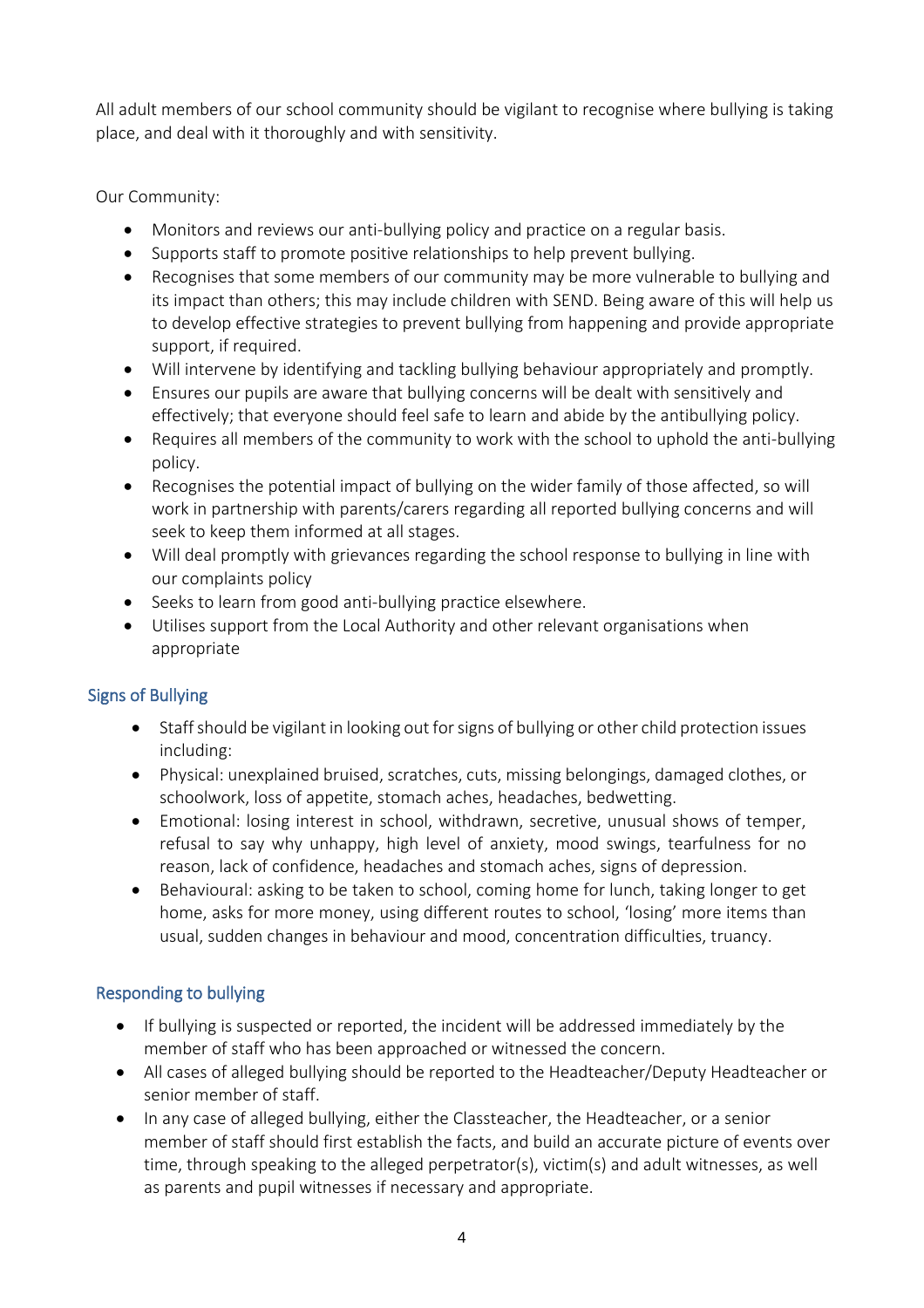All adult members of our school community should be vigilant to recognise where bullying is taking place, and deal with it thoroughly and with sensitivity.

Our Community:

- Monitors and reviews our anti-bullying policy and practice on a regular basis.
- Supports staff to promote positive relationships to help prevent bullying.
- Recognises that some members of our community may be more vulnerable to bullying and its impact than others; this may include children with SEND. Being aware of this will help us to develop effective strategies to prevent bullying from happening and provide appropriate support, if required.
- Will intervene by identifying and tackling bullying behaviour appropriately and promptly.
- Ensures our pupils are aware that bullying concerns will be dealt with sensitively and effectively; that everyone should feel safe to learn and abide by the antibullying policy.
- Requires all members of the community to work with the school to uphold the anti-bullying policy.
- Recognises the potential impact of bullying on the wider family of those affected, so will work in partnership with parents/carers regarding all reported bullying concerns and will seek to keep them informed at all stages.
- Will deal promptly with grievances regarding the school response to bullying in line with our complaints policy
- Seeks to learn from good anti-bullying practice elsewhere.
- Utilises support from the Local Authority and other relevant organisations when appropriate

## Signs of Bullying

- Staff should be vigilant in looking out for signs of bullying or other child protection issues including:
- Physical: unexplained bruised, scratches, cuts, missing belongings, damaged clothes, or schoolwork, loss of appetite, stomach aches, headaches, bedwetting.
- Emotional: losing interest in school, withdrawn, secretive, unusual shows of temper, refusal to say why unhappy, high level of anxiety, mood swings, tearfulness for no reason, lack of confidence, headaches and stomach aches, signs of depression.
- Behavioural: asking to be taken to school, coming home for lunch, taking longer to get home, asks for more money, using different routes to school, 'losing' more items than usual, sudden changes in behaviour and mood, concentration difficulties, truancy.

## Responding to bullying

- If bullying is suspected or reported, the incident will be addressed immediately by the member of staff who has been approached or witnessed the concern.
- All cases of alleged bullying should be reported to the Headteacher/Deputy Headteacher or senior member of staff.
- In any case of alleged bullying, either the Classteacher, the Headteacher, or a senior member of staff should first establish the facts, and build an accurate picture of events over time, through speaking to the alleged perpetrator(s), victim(s) and adult witnesses, as well as parents and pupil witnesses if necessary and appropriate.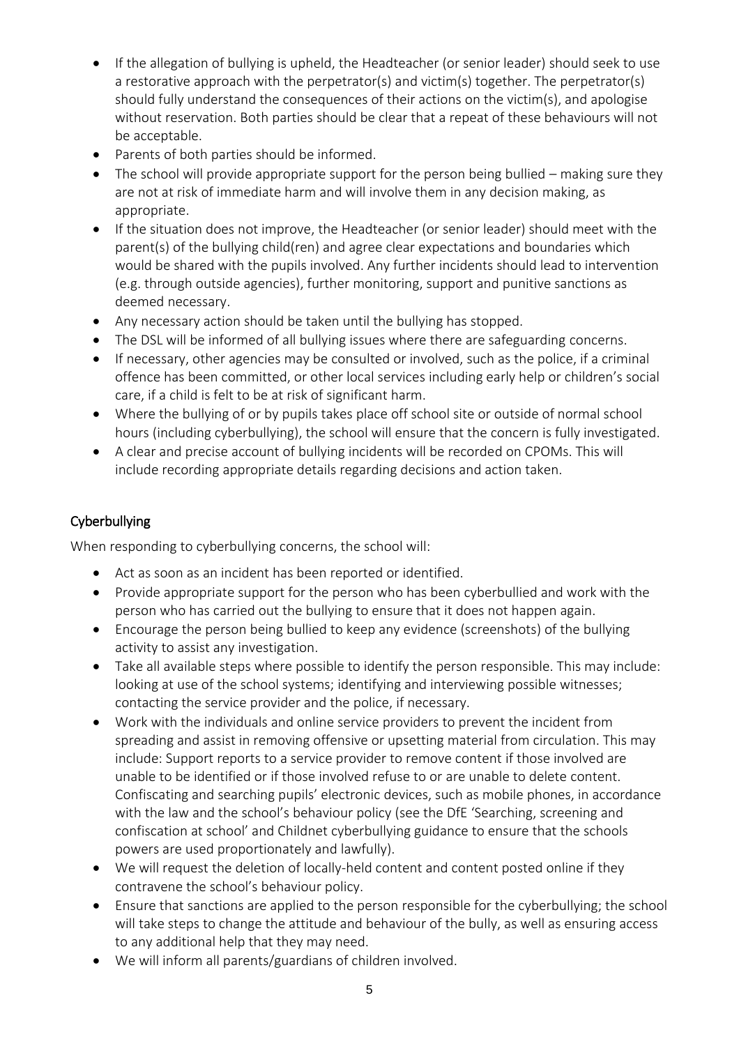- If the allegation of bullying is upheld, the Headteacher (or senior leader) should seek to use a restorative approach with the perpetrator(s) and victim(s) together. The perpetrator(s) should fully understand the consequences of their actions on the victim(s), and apologise without reservation. Both parties should be clear that a repeat of these behaviours will not be acceptable.
- Parents of both parties should be informed.
- The school will provide appropriate support for the person being bullied – making sure they are not at risk of immediate harm and will involve them in any decision making, as appropriate.
- If the situation does not improve, the Headteacher (or senior leader) should meet with the parent(s) of the bullying child(ren) and agree clear expectations and boundaries which would be shared with the pupils involved. Any further incidents should lead to intervention (e.g. through outside agencies), further monitoring, support and punitive sanctions as deemed necessary.
- Any necessary action should be taken until the bullying has stopped.
- The DSL will be informed of all bullying issues where there are safeguarding concerns.
- If necessary, other agencies may be consulted or involved, such as the police, if a criminal offence has been committed, or other local services including early help or children's social care, if a child is felt to be at risk of significant harm.
- Where the bullying of or by pupils takes place off school site or outside of normal school hours (including cyberbullying), the school will ensure that the concern is fully investigated.
- A clear and precise account of bullying incidents will be recorded on CPOMs. This will include recording appropriate details regarding decisions and action taken.

## Cyberbullying

When responding to cyberbullying concerns, the school will:

- Act as soon as an incident has been reported or identified.
- Provide appropriate support for the person who has been cyberbullied and work with the person who has carried out the bullying to ensure that it does not happen again.
- Encourage the person being bullied to keep any evidence (screenshots) of the bullying activity to assist any investigation.
- Take all available steps where possible to identify the person responsible. This may include: looking at use of the school systems; identifying and interviewing possible witnesses; contacting the service provider and the police, if necessary.
- Work with the individuals and online service providers to prevent the incident from spreading and assist in removing offensive or upsetting material from circulation. This may include: Support reports to a service provider to remove content if those involved are unable to be identified or if those involved refuse to or are unable to delete content. Confiscating and searching pupils' electronic devices, such as mobile phones, in accordance with the law and the school's behaviour policy (see the DfE 'Searching, screening and confiscation at school' and Childnet cyberbullying guidance to ensure that the schools powers are used proportionately and lawfully).
- We will request the deletion of locally-held content and content posted online if they contravene the school's behaviour policy.
- Ensure that sanctions are applied to the person responsible for the cyberbullying; the school will take steps to change the attitude and behaviour of the bully, as well as ensuring access to any additional help that they may need.
- We will inform all parents/guardians of children involved.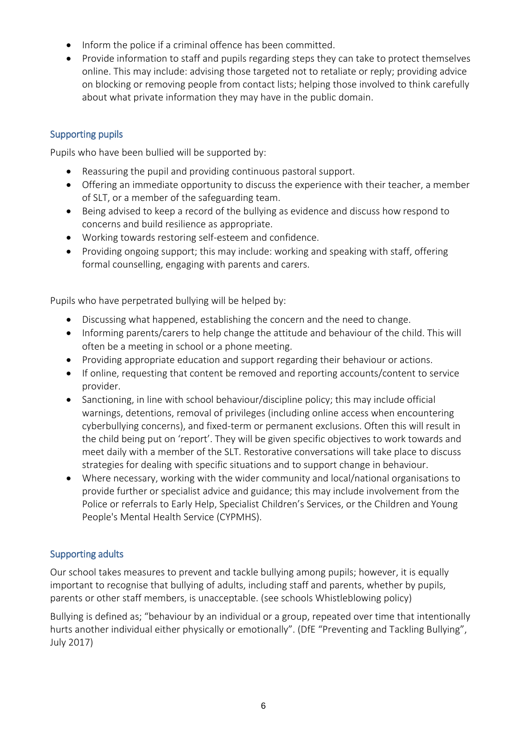- Inform the police if a criminal offence has been committed.
- Provide information to staff and pupils regarding steps they can take to protect themselves online. This may include: advising those targeted not to retaliate or reply; providing advice on blocking or removing people from contact lists; helping those involved to think carefully about what private information they may have in the public domain.

## Supporting pupils

Pupils who have been bullied will be supported by:

- Reassuring the pupil and providing continuous pastoral support.
- Offering an immediate opportunity to discuss the experience with their teacher, a member of SLT, or a member of the safeguarding team.
- Being advised to keep a record of the bullying as evidence and discuss how respond to concerns and build resilience as appropriate.
- Working towards restoring self-esteem and confidence.
- Providing ongoing support; this may include: working and speaking with staff, offering formal counselling, engaging with parents and carers.

Pupils who have perpetrated bullying will be helped by:

- Discussing what happened, establishing the concern and the need to change.
- Informing parents/carers to help change the attitude and behaviour of the child. This will often be a meeting in school or a phone meeting.
- Providing appropriate education and support regarding their behaviour or actions.
- If online, requesting that content be removed and reporting accounts/content to service provider.
- Sanctioning, in line with school behaviour/discipline policy; this may include official warnings, detentions, removal of privileges (including online access when encountering cyberbullying concerns), and fixed-term or permanent exclusions. Often this will result in the child being put on 'report'. They will be given specific objectives to work towards and meet daily with a member of the SLT. Restorative conversations will take place to discuss strategies for dealing with specific situations and to support change in behaviour.
- Where necessary, working with the wider community and local/national organisations to provide further or specialist advice and guidance; this may include involvement from the Police or referrals to Early Help, Specialist Children's Services, or the Children and Young People's Mental Health Service (CYPMHS).

## Supporting adults

Our school takes measures to prevent and tackle bullying among pupils; however, it is equally important to recognise that bullying of adults, including staff and parents, whether by pupils, parents or other staff members, is unacceptable. (see schools Whistleblowing policy)

Bullying is defined as; "behaviour by an individual or a group, repeated over time that intentionally hurts another individual either physically or emotionally". (DfE "Preventing and Tackling Bullying", July 2017)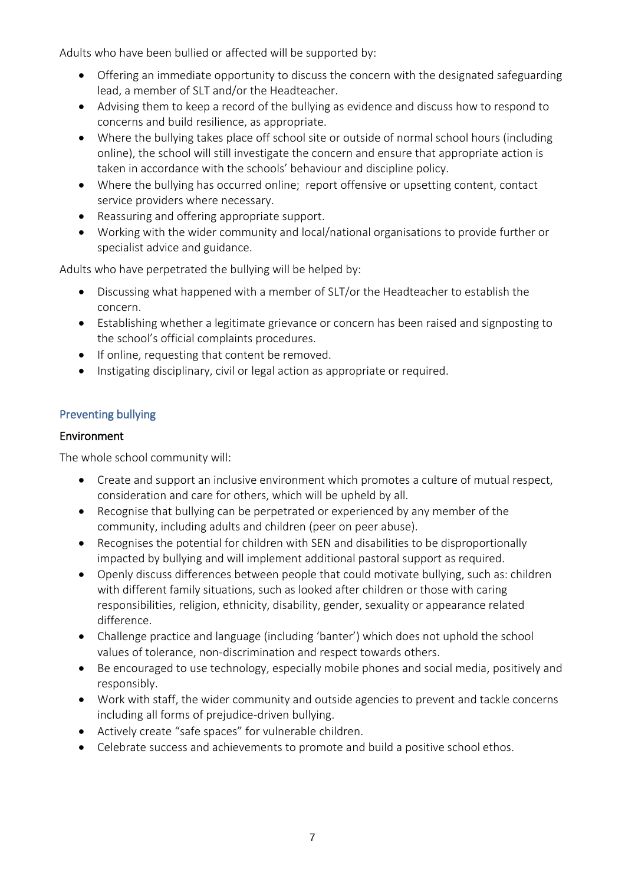Adults who have been bullied or affected will be supported by:

- Offering an immediate opportunity to discuss the concern with the designated safeguarding lead, a member of SLT and/or the Headteacher.
- Advising them to keep a record of the bullying as evidence and discuss how to respond to concerns and build resilience, as appropriate.
- Where the bullying takes place off school site or outside of normal school hours (including online), the school will still investigate the concern and ensure that appropriate action is taken in accordance with the schools' behaviour and discipline policy.
- Where the bullying has occurred online; report offensive or upsetting content, contact service providers where necessary.
- Reassuring and offering appropriate support.
- Working with the wider community and local/national organisations to provide further or specialist advice and guidance.

Adults who have perpetrated the bullying will be helped by:

- Discussing what happened with a member of SLT/or the Headteacher to establish the concern.
- Establishing whether a legitimate grievance or concern has been raised and signposting to the school's official complaints procedures.
- If online, requesting that content be removed.
- Instigating disciplinary, civil or legal action as appropriate or required.

## Preventing bullying

### Environment

The whole school community will:

- Create and support an inclusive environment which promotes a culture of mutual respect, consideration and care for others, which will be upheld by all.
- Recognise that bullying can be perpetrated or experienced by any member of the community, including adults and children (peer on peer abuse).
- Recognises the potential for children with SEN and disabilities to be disproportionally impacted by bullying and will implement additional pastoral support as required.
- Openly discuss differences between people that could motivate bullying, such as: children with different family situations, such as looked after children or those with caring responsibilities, religion, ethnicity, disability, gender, sexuality or appearance related difference.
- Challenge practice and language (including 'banter') which does not uphold the school values of tolerance, non-discrimination and respect towards others.
- Be encouraged to use technology, especially mobile phones and social media, positively and responsibly.
- Work with staff, the wider community and outside agencies to prevent and tackle concerns including all forms of prejudice-driven bullying.
- Actively create "safe spaces" for vulnerable children.
- Celebrate success and achievements to promote and build a positive school ethos.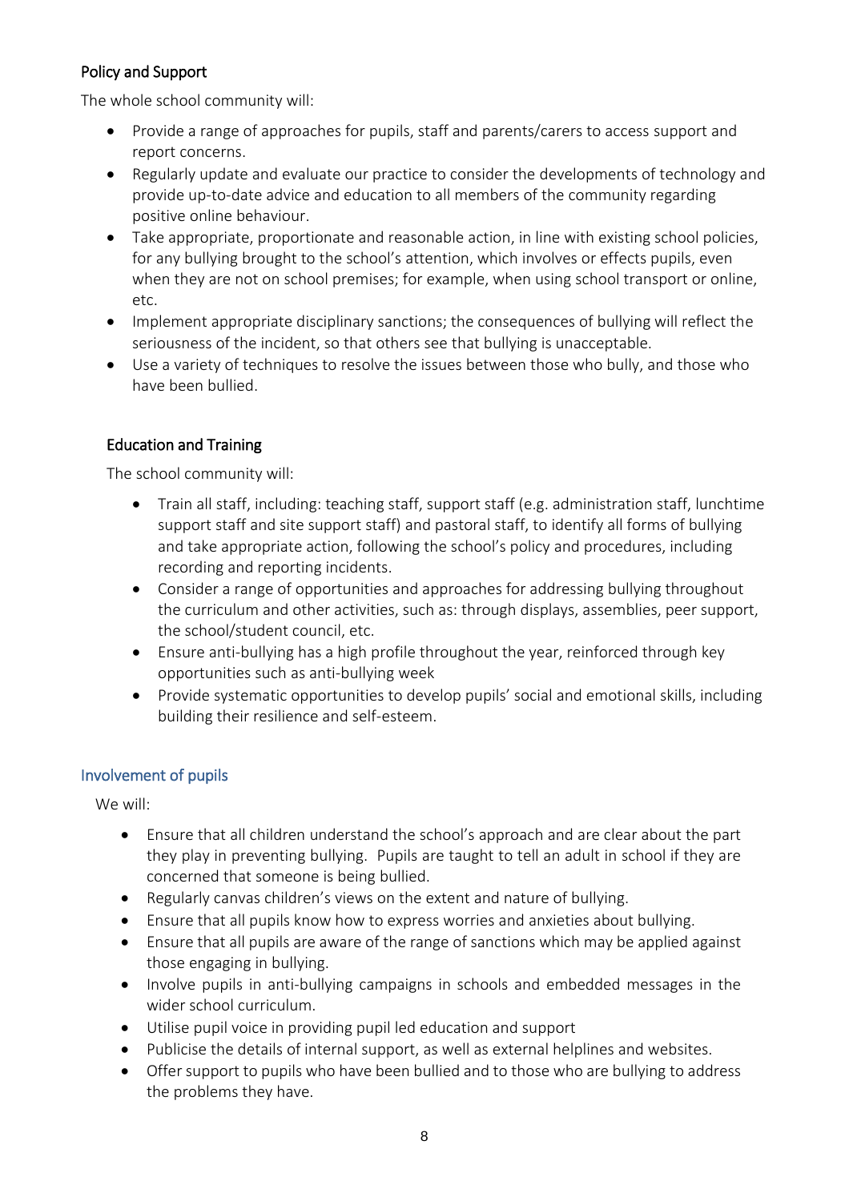### Policy and Support

The whole school community will:

- Provide a range of approaches for pupils, staff and parents/carers to access support and report concerns.
- Regularly update and evaluate our practice to consider the developments of technology and provide up-to-date advice and education to all members of the community regarding positive online behaviour.
- Take appropriate, proportionate and reasonable action, in line with existing school policies, for any bullying brought to the school's attention, which involves or effects pupils, even when they are not on school premises; for example, when using school transport or online, etc.
- Implement appropriate disciplinary sanctions; the consequences of bullying will reflect the seriousness of the incident, so that others see that bullying is unacceptable.
- Use a variety of techniques to resolve the issues between those who bully, and those who have been bullied.

### Education and Training

The school community will:

- Train all staff, including: teaching staff, support staff (e.g. administration staff, lunchtime support staff and site support staff) and pastoral staff, to identify all forms of bullying and take appropriate action, following the school's policy and procedures, including recording and reporting incidents.
- Consider a range of opportunities and approaches for addressing bullying throughout the curriculum and other activities, such as: through displays, assemblies, peer support, the school/student council, etc.
- Ensure anti-bullying has a high profile throughout the year, reinforced through key opportunities such as anti-bullying week
- Provide systematic opportunities to develop pupils' social and emotional skills, including building their resilience and self-esteem.

## Involvement of pupils

We will:

- Ensure that all children understand the school's approach and are clear about the part they play in preventing bullying. Pupils are taught to tell an adult in school if they are concerned that someone is being bullied.
- Regularly canvas children's views on the extent and nature of bullying.
- Ensure that all pupils know how to express worries and anxieties about bullying.
- Ensure that all pupils are aware of the range of sanctions which may be applied against those engaging in bullying.
- Involve pupils in anti-bullying campaigns in schools and embedded messages in the wider school curriculum.
- Utilise pupil voice in providing pupil led education and support
- Publicise the details of internal support, as well as external helplines and websites.
- Offer support to pupils who have been bullied and to those who are bullying to address the problems they have.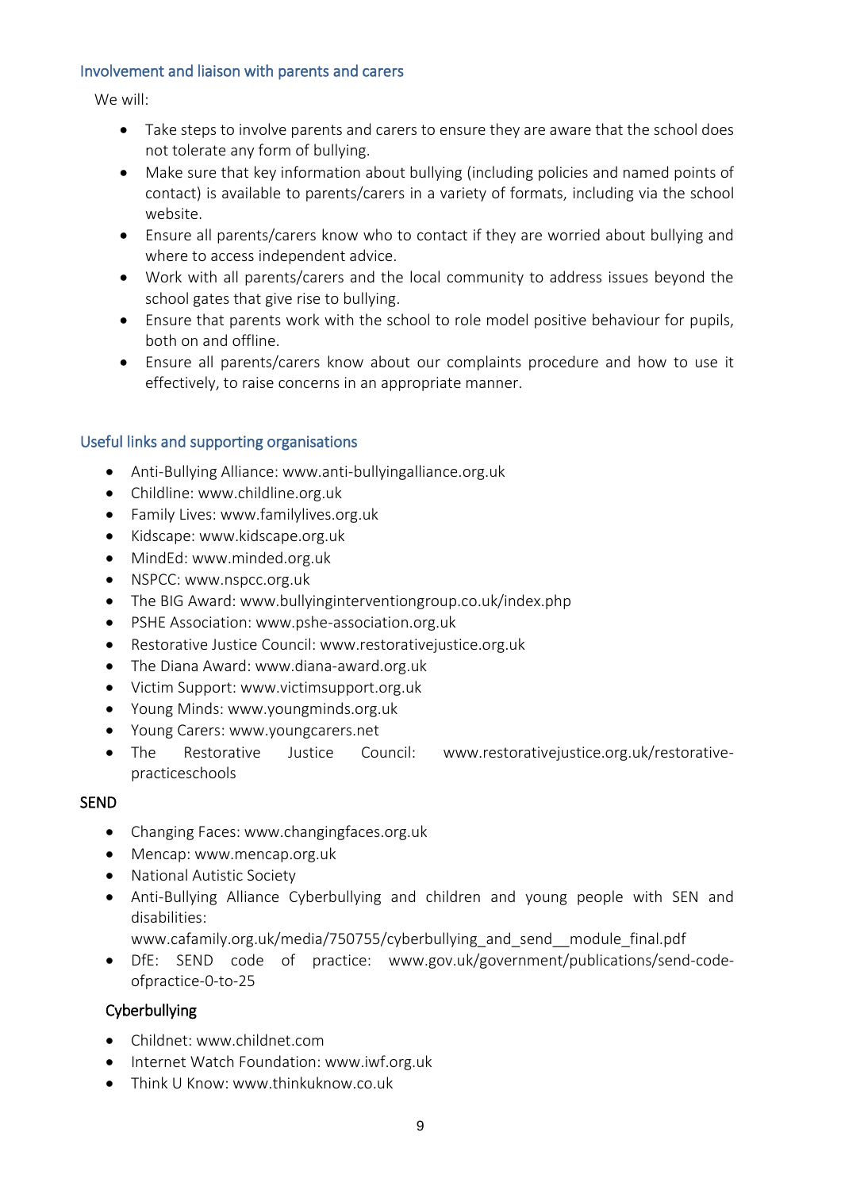## Involvement and liaison with parents and carers

We will:

- Take steps to involve parents and carers to ensure they are aware that the school does not tolerate any form of bullying.
- Make sure that key information about bullying (including policies and named points of contact) is available to parents/carers in a variety of formats, including via the school website.
- Ensure all parents/carers know who to contact if they are worried about bullying and where to access independent advice.
- Work with all parents/carers and the local community to address issues beyond the school gates that give rise to bullying.
- Ensure that parents work with the school to role model positive behaviour for pupils, both on and offline.
- Ensure all parents/carers know about our complaints procedure and how to use it effectively, to raise concerns in an appropriate manner.

## Useful links and supporting organisations

- Anti-Bullying Alliance: www.anti-bullyingalliance.org.uk
- Childline: www.childline.org.uk
- Family Lives: www.familylives.org.uk
- Kidscape: www.kidscape.org.uk
- MindEd: www.minded.org.uk
- NSPCC: www.nspcc.org.uk
- The BIG Award: www.bullyinginterventiongroup.co.uk/index.php
- PSHE Association: www.pshe-association.org.uk
- Restorative Justice Council: www.restorativejustice.org.uk
- The Diana Award: www.diana-award.org.uk
- Victim Support: www.victimsupport.org.uk
- Young Minds: www.youngminds.org.uk
- Young Carers: www.youngcarers.net
- The Restorative Justice Council: www.restorativejustice.org.uk/restorative-practiceschools

### SEND

- Changing Faces: www.changingfaces.org.uk
- Mencap: www.mencap.org.uk
- National Autistic Society
- Anti-Bullying Alliance Cyberbullying and children and young people with SEN and disabilities: www.cafamily.org.uk/media/750755/cyberbullying_and_send__module_final.pdf
- DfE: SEND code of practice: www.gov.uk/government/publications/send-code-ofpractice-0-to-25

### Cyberbullying

- Childnet: www.childnet.com
- Internet Watch Foundation: www.iwf.org.uk
- Think U Know: www.thinkuknow.co.uk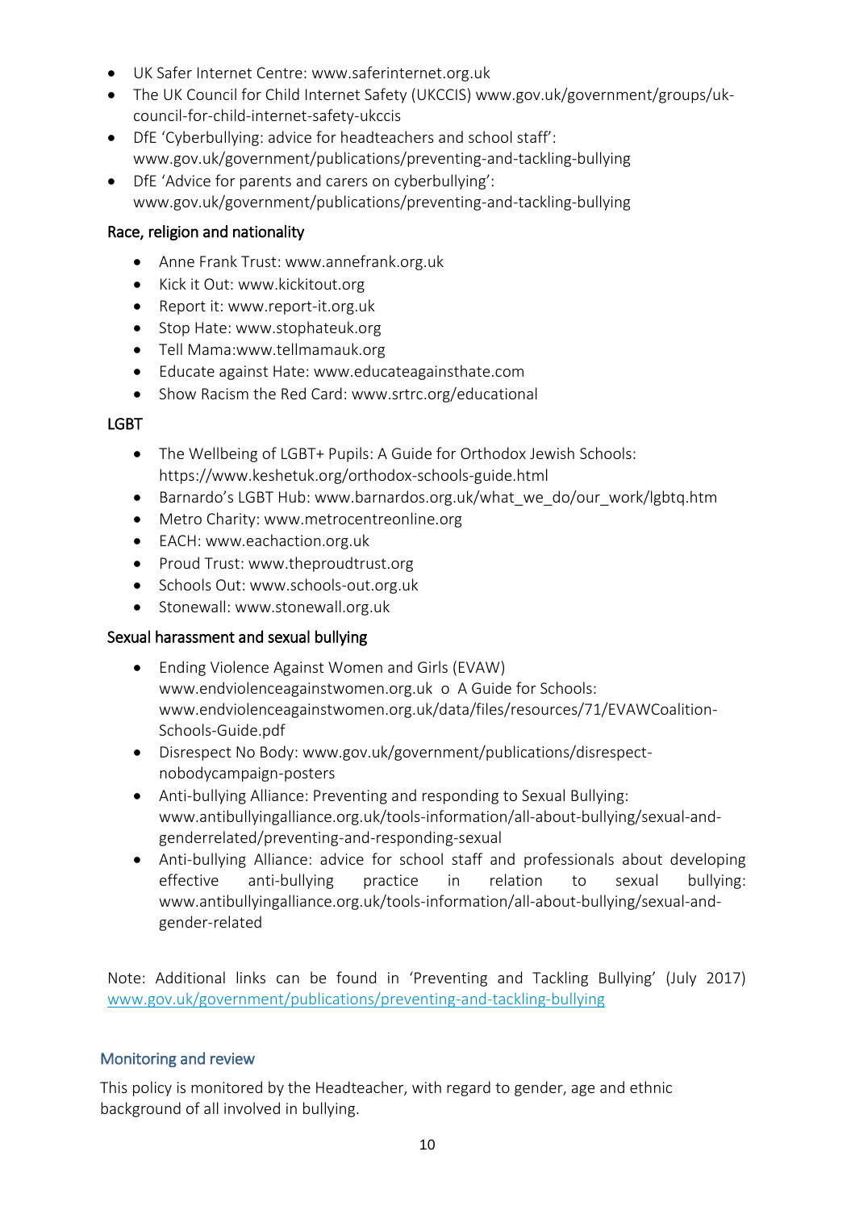- UK Safer Internet Centre: www.saferinternet.org.uk
- The UK Council for Child Internet Safety (UKCCIS) www.gov.uk/government/groups/uk-council-for-child-internet-safety-ukccis
- DfE 'Cyberbullying: advice for headteachers and school staff': www.gov.uk/government/publications/preventing-and-tackling-bullying
- DfE 'Advice for parents and carers on cyberbullying': www.gov.uk/government/publications/preventing-and-tackling-bullying

### Race, religion and nationality

- Anne Frank Trust: www.annefrank.org.uk
- Kick it Out: www.kickitout.org
- Report it: www.report-it.org.uk
- Stop Hate: www.stophateuk.org
- Tell Mama:www.tellmamauk.org
- Educate against Hate: www.educateagainsthate.com
- Show Racism the Red Card: www.srtrc.org/educational

### LGBT

- The Wellbeing of LGBT+ Pupils: A Guide for Orthodox Jewish Schools: https://www.keshetuk.org/orthodox-schools-guide.html
- Barnardo's LGBT Hub: www.barnardos.org.uk/what_we_do/our_work/lgbtq.htm
- Metro Charity: www.metrocentreonline.org
- EACH: www.eachaction.org.uk
- Proud Trust: www.theproudtrust.org
- Schools Out: www.schools-out.org.uk
- Stonewall: www.stonewall.org.uk

### Sexual harassment and sexual bullying

- Ending Violence Against Women and Girls (EVAW) www.endviolenceagainstwomen.org.uk
  - A Guide for Schools: www.endviolenceagainstwomen.org.uk/data/files/resources/71/EVAWCoalition-Schools-Guide.pdf
- Disrespect No Body: www.gov.uk/government/publications/disrespect-nobodycampaign-posters
- Anti-bullying Alliance: Preventing and responding to Sexual Bullying: www.antibullyingalliance.org.uk/tools-information/all-about-bullying/sexual-and-genderrelated/preventing-and-responding-sexual
- Anti-bullying Alliance: advice for school staff and professionals about developing effective anti-bullying practice in relation to sexual bullying: www.antibullyingalliance.org.uk/tools-information/all-about-bullying/sexual-and-gender-related

Note: Additional links can be found in 'Preventing and Tackling Bullying' (July 2017) www.gov.uk/government/publications/preventing-and-tackling-bullying

## Monitoring and review

This policy is monitored by the Headteacher, with regard to gender, age and ethnic background of all involved in bullying.